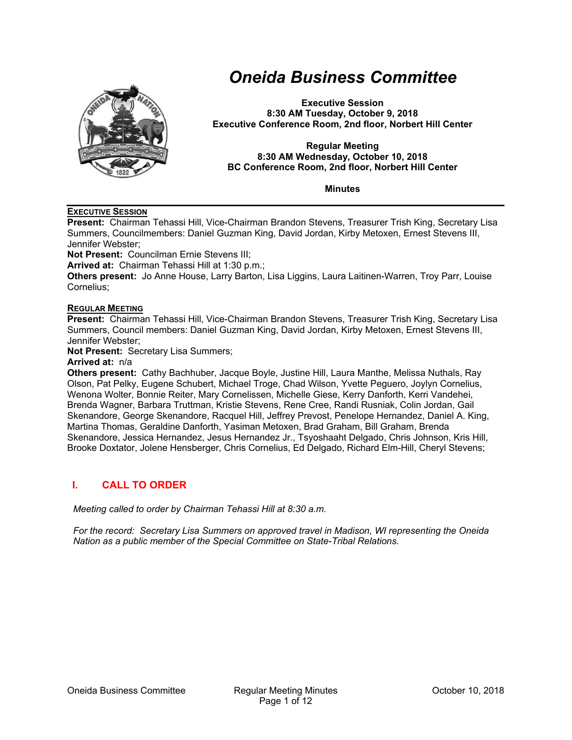# *Oneida Business Committee*

**Executive Session**
**8:30 AM Tuesday, October 9, 2018**
**Executive Conference Room, 2nd floor, Norbert Hill Center**

**Regular Meeting**
**8:30 AM Wednesday, October 10, 2018**
**BC Conference Room, 2nd floor, Norbert Hill Center**

**Minutes**

---

**EXECUTIVE SESSION**

**Present:** Chairman Tehassi Hill, Vice-Chairman Brandon Stevens, Treasurer Trish King, Secretary Lisa Summers, Councilmembers: Daniel Guzman King, David Jordan, Kirby Metoxen, Ernest Stevens III, Jennifer Webster;
**Not Present:** Councilman Ernie Stevens III;
**Arrived at:** Chairman Tehassi Hill at 1:30 p.m.;
**Others present:** Jo Anne House, Larry Barton, Lisa Liggins, Laura Laitinen-Warren, Troy Parr, Louise Cornelius;

**REGULAR MEETING**

**Present:** Chairman Tehassi Hill, Vice-Chairman Brandon Stevens, Treasurer Trish King, Secretary Lisa Summers, Council members: Daniel Guzman King, David Jordan, Kirby Metoxen, Ernest Stevens III, Jennifer Webster;
**Not Present:** Secretary Lisa Summers;
**Arrived at:** n/a
**Others present:** Cathy Bachhuber, Jacque Boyle, Justine Hill, Laura Manthe, Melissa Nuthals, Ray Olson, Pat Pelky, Eugene Schubert, Michael Troge, Chad Wilson, Yvette Peguero, Joylyn Cornelius, Wenona Wolter, Bonnie Reiter, Mary Cornelissen, Michelle Giese, Kerry Danforth, Kerri Vandehei, Brenda Wagner, Barbara Truttman, Kristie Stevens, Rene Cree, Randi Rusniak, Colin Jordan, Gail Skenandore, George Skenandore, Racquel Hill, Jeffrey Prevost, Penelope Hernandez, Daniel A. King, Martina Thomas, Geraldine Danforth, Yasiman Metoxen, Brad Graham, Bill Graham, Brenda Skenandore, Jessica Hernandez, Jesus Hernandez Jr., Tsyoshaaht Delgado, Chris Johnson, Kris Hill, Brooke Doxtator, Jolene Hensberger, Chris Cornelius, Ed Delgado, Richard Elm-Hill, Cheryl Stevens;

## I. CALL TO ORDER

*Meeting called to order by Chairman Tehassi Hill at 8:30 a.m.*

*For the record: Secretary Lisa Summers on approved travel in Madison, WI representing the Oneida Nation as a public member of the Special Committee on State-Tribal Relations.*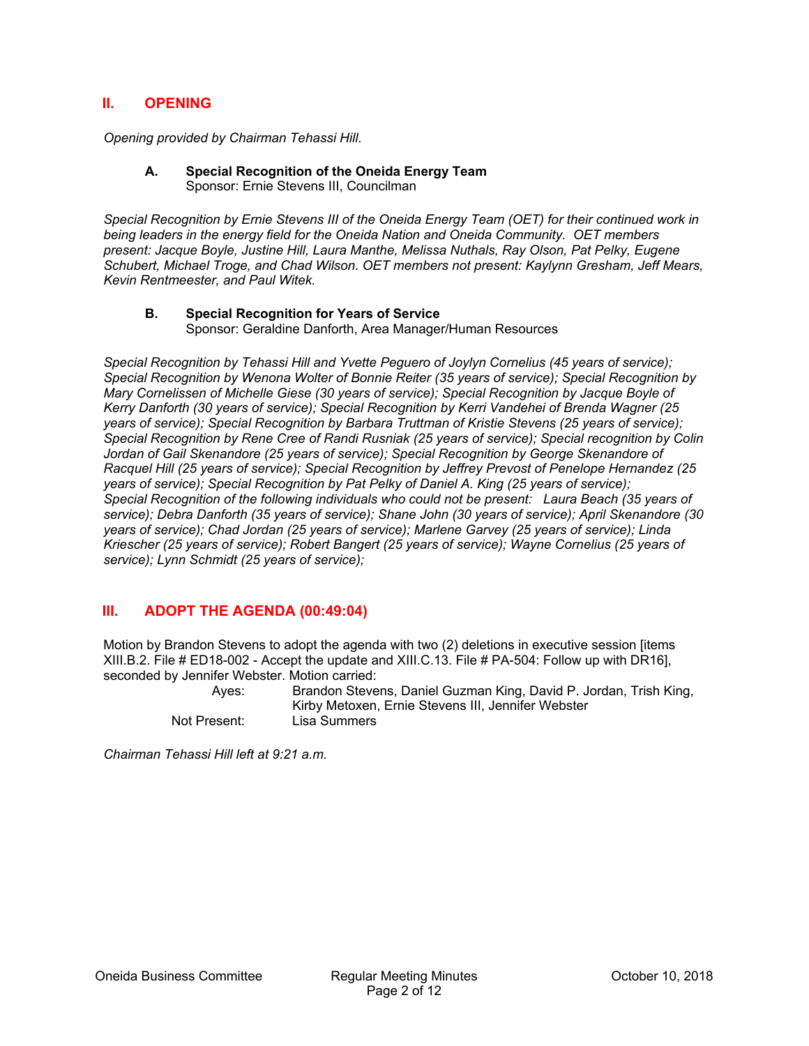## II. OPENING

*Opening provided by Chairman Tehassi Hill.*

### A. Special Recognition of the Oneida Energy Team

Sponsor: Ernie Stevens III, Councilman

*Special Recognition by Ernie Stevens III of the Oneida Energy Team (OET) for their continued work in being leaders in the energy field for the Oneida Nation and Oneida Community. OET members present: Jacque Boyle, Justine Hill, Laura Manthe, Melissa Nuthals, Ray Olson, Pat Pelky, Eugene Schubert, Michael Troge, and Chad Wilson. OET members not present: Kaylynn Gresham, Jeff Mears, Kevin Rentmeester, and Paul Witek.*

### B. Special Recognition for Years of Service

Sponsor: Geraldine Danforth, Area Manager/Human Resources

*Special Recognition by Tehassi Hill and Yvette Peguero of Joylyn Cornelius (45 years of service); Special Recognition by Wenona Wolter of Bonnie Reiter (35 years of service); Special Recognition by Mary Cornelissen of Michelle Giese (30 years of service); Special Recognition by Jacque Boyle of Kerry Danforth (30 years of service); Special Recognition by Kerri Vandehei of Brenda Wagner (25 years of service); Special Recognition by Barbara Truttman of Kristie Stevens (25 years of service); Special Recognition by Rene Cree of Randi Rusniak (25 years of service); Special recognition by Colin Jordan of Gail Skenandore (25 years of service); Special Recognition by George Skenandore of Racquel Hill (25 years of service); Special Recognition by Jeffrey Prevost of Penelope Hernandez (25 years of service); Special Recognition by Pat Pelky of Daniel A. King (25 years of service); Special Recognition of the following individuals who could not be present: Laura Beach (35 years of service); Debra Danforth (35 years of service); Shane John (30 years of service); April Skenandore (30 years of service); Chad Jordan (25 years of service); Marlene Garvey (25 years of service); Linda Kriescher (25 years of service); Robert Bangert (25 years of service); Wayne Cornelius (25 years of service); Lynn Schmidt (25 years of service);*

## III. ADOPT THE AGENDA (00:49:04)

Motion by Brandon Stevens to adopt the agenda with two (2) deletions in executive session [items XIII.B.2. File # ED18-002 - Accept the update and XIII.C.13. File # PA-504: Follow up with DR16], seconded by Jennifer Webster. Motion carried:

Ayes: Brandon Stevens, Daniel Guzman King, David P. Jordan, Trish King, Kirby Metoxen, Ernie Stevens III, Jennifer Webster

Not Present: Lisa Summers

*Chairman Tehassi Hill left at 9:21 a.m.*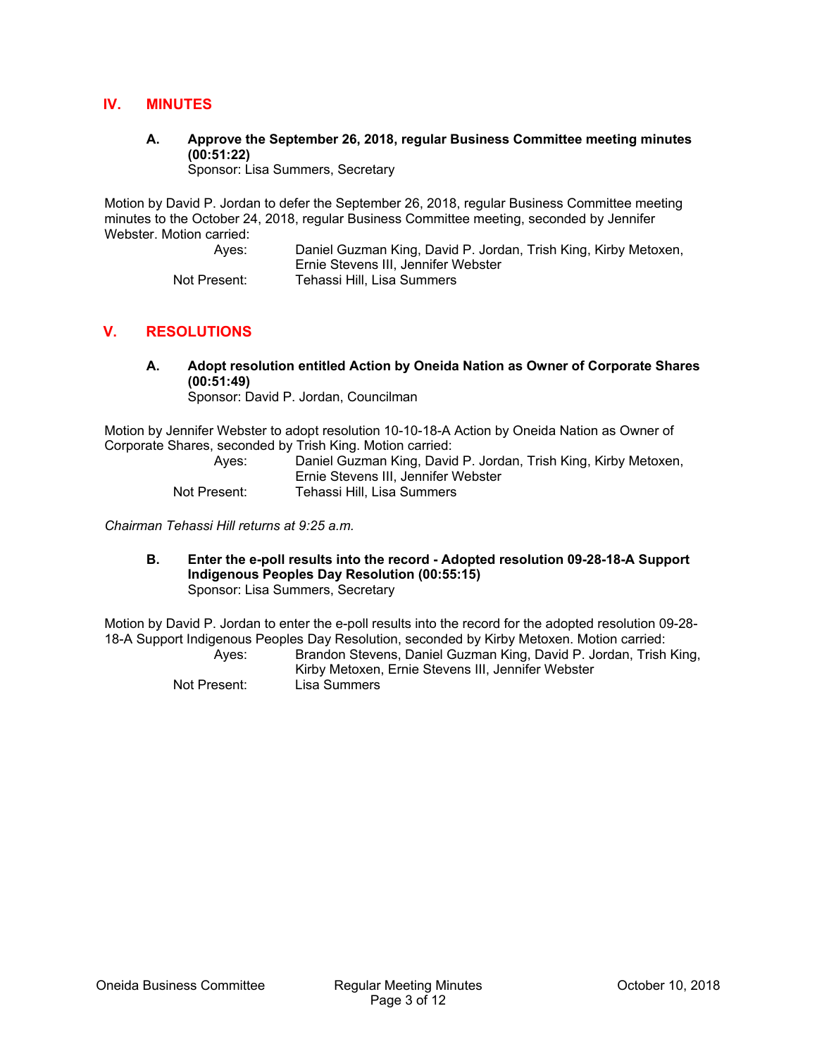## IV. MINUTES

### A. Approve the September 26, 2018, regular Business Committee meeting minutes (00:51:22)

Sponsor: Lisa Summers, Secretary

Motion by David P. Jordan to defer the September 26, 2018, regular Business Committee meeting minutes to the October 24, 2018, regular Business Committee meeting, seconded by Jennifer Webster. Motion carried:

Ayes: Daniel Guzman King, David P. Jordan, Trish King, Kirby Metoxen, Ernie Stevens III, Jennifer Webster

Not Present: Tehassi Hill, Lisa Summers

## V. RESOLUTIONS

### A. Adopt resolution entitled Action by Oneida Nation as Owner of Corporate Shares (00:51:49)

Sponsor: David P. Jordan, Councilman

Motion by Jennifer Webster to adopt resolution 10-10-18-A Action by Oneida Nation as Owner of Corporate Shares, seconded by Trish King. Motion carried:

Ayes: Daniel Guzman King, David P. Jordan, Trish King, Kirby Metoxen, Ernie Stevens III, Jennifer Webster

Not Present: Tehassi Hill, Lisa Summers

*Chairman Tehassi Hill returns at 9:25 a.m.*

### B. Enter the e-poll results into the record - Adopted resolution 09-28-18-A Support Indigenous Peoples Day Resolution (00:55:15)

Sponsor: Lisa Summers, Secretary

Motion by David P. Jordan to enter the e-poll results into the record for the adopted resolution 09-28-18-A Support Indigenous Peoples Day Resolution, seconded by Kirby Metoxen. Motion carried:

Ayes: Brandon Stevens, Daniel Guzman King, David P. Jordan, Trish King, Kirby Metoxen, Ernie Stevens III, Jennifer Webster

Not Present: Lisa Summers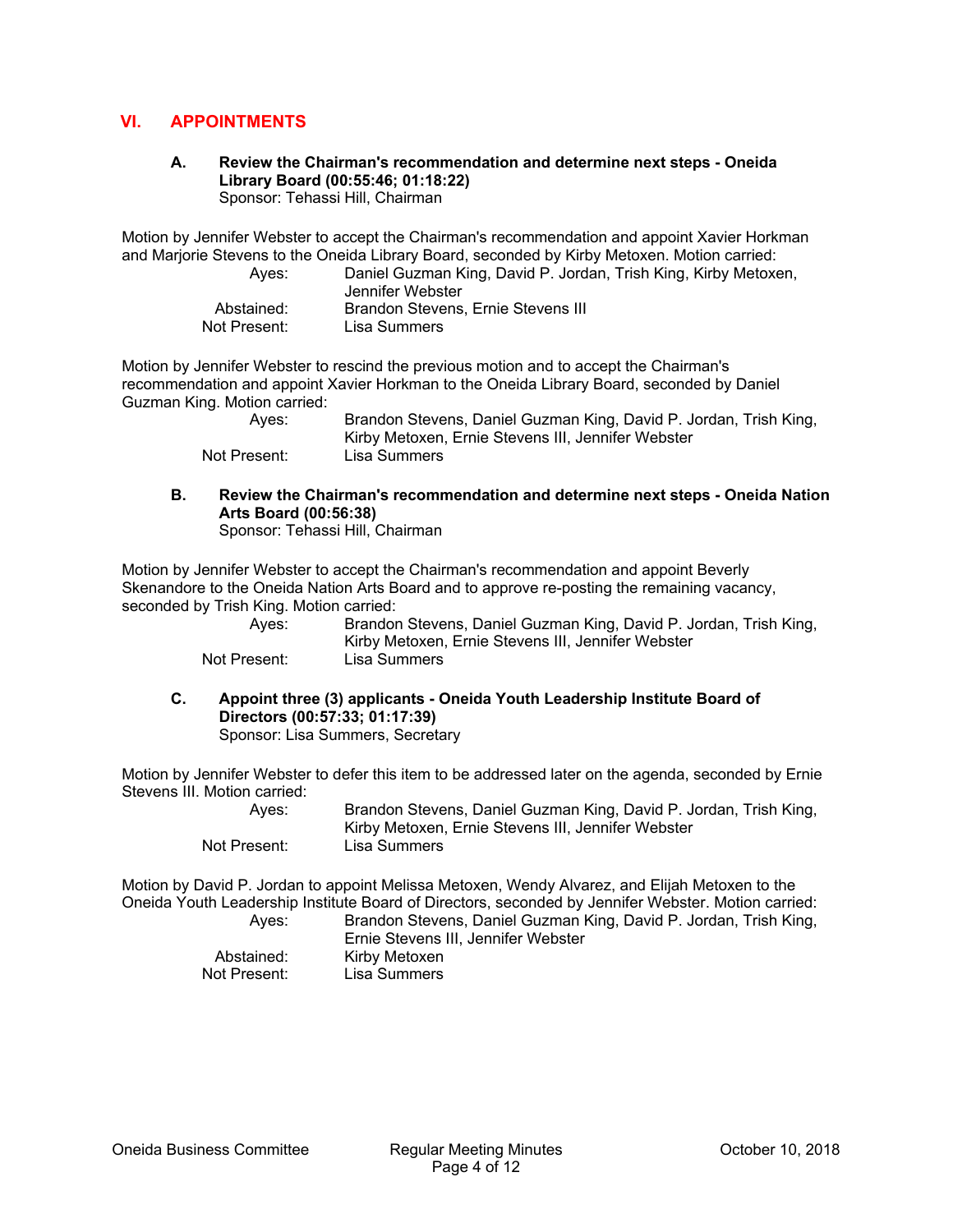## VI. APPOINTMENTS

### A. Review the Chairman's recommendation and determine next steps - Oneida Library Board (00:55:46; 01:18:22)

Sponsor: Tehassi Hill, Chairman

Motion by Jennifer Webster to accept the Chairman's recommendation and appoint Xavier Horkman and Marjorie Stevens to the Oneida Library Board, seconded by Kirby Metoxen. Motion carried:

Ayes: Daniel Guzman King, David P. Jordan, Trish King, Kirby Metoxen, Jennifer Webster
Abstained: Brandon Stevens, Ernie Stevens III
Not Present: Lisa Summers

Motion by Jennifer Webster to rescind the previous motion and to accept the Chairman's recommendation and appoint Xavier Horkman to the Oneida Library Board, seconded by Daniel Guzman King. Motion carried:

Ayes: Brandon Stevens, Daniel Guzman King, David P. Jordan, Trish King, Kirby Metoxen, Ernie Stevens III, Jennifer Webster
Not Present: Lisa Summers

### B. Review the Chairman's recommendation and determine next steps - Oneida Nation Arts Board (00:56:38)

Sponsor: Tehassi Hill, Chairman

Motion by Jennifer Webster to accept the Chairman's recommendation and appoint Beverly Skenandore to the Oneida Nation Arts Board and to approve re-posting the remaining vacancy, seconded by Trish King. Motion carried:

Ayes: Brandon Stevens, Daniel Guzman King, David P. Jordan, Trish King, Kirby Metoxen, Ernie Stevens III, Jennifer Webster
Not Present: Lisa Summers

### C. Appoint three (3) applicants - Oneida Youth Leadership Institute Board of Directors (00:57:33; 01:17:39)

Sponsor: Lisa Summers, Secretary

Motion by Jennifer Webster to defer this item to be addressed later on the agenda, seconded by Ernie Stevens III. Motion carried:

Ayes: Brandon Stevens, Daniel Guzman King, David P. Jordan, Trish King, Kirby Metoxen, Ernie Stevens III, Jennifer Webster
Not Present: Lisa Summers

Motion by David P. Jordan to appoint Melissa Metoxen, Wendy Alvarez, and Elijah Metoxen to the Oneida Youth Leadership Institute Board of Directors, seconded by Jennifer Webster. Motion carried:

Ayes: Brandon Stevens, Daniel Guzman King, David P. Jordan, Trish King, Ernie Stevens III, Jennifer Webster
Abstained: Kirby Metoxen
Not Present: Lisa Summers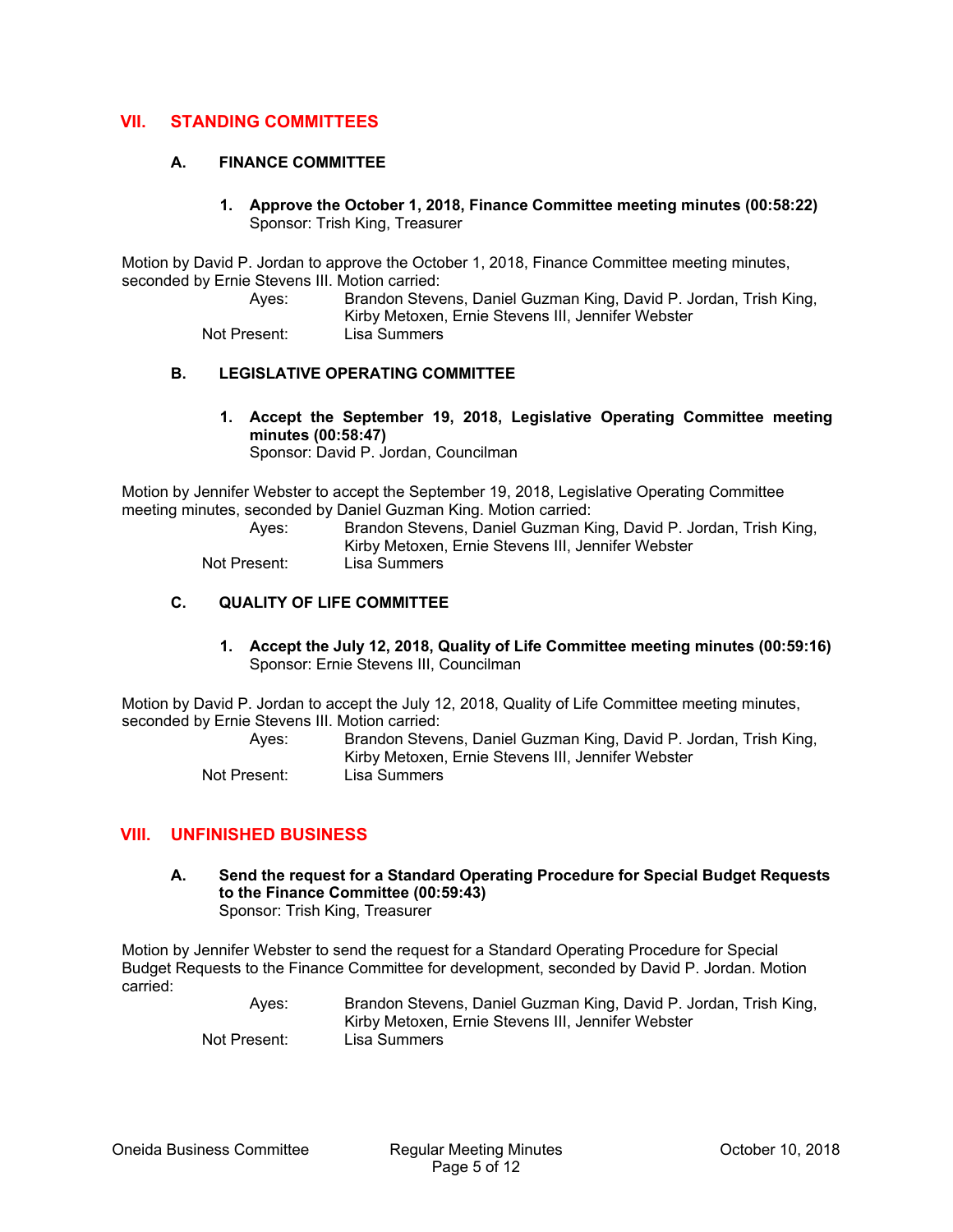## VII. STANDING COMMITTEES

### A. FINANCE COMMITTEE

**1. Approve the October 1, 2018, Finance Committee meeting minutes (00:58:22)**
Sponsor: Trish King, Treasurer

Motion by David P. Jordan to approve the October 1, 2018, Finance Committee meeting minutes, seconded by Ernie Stevens III. Motion carried:

Ayes: Brandon Stevens, Daniel Guzman King, David P. Jordan, Trish King, Kirby Metoxen, Ernie Stevens III, Jennifer Webster
Not Present: Lisa Summers

### B. LEGISLATIVE OPERATING COMMITTEE

**1. Accept the September 19, 2018, Legislative Operating Committee meeting minutes (00:58:47)**
Sponsor: David P. Jordan, Councilman

Motion by Jennifer Webster to accept the September 19, 2018, Legislative Operating Committee meeting minutes, seconded by Daniel Guzman King. Motion carried:

Ayes: Brandon Stevens, Daniel Guzman King, David P. Jordan, Trish King, Kirby Metoxen, Ernie Stevens III, Jennifer Webster
Not Present: Lisa Summers

### C. QUALITY OF LIFE COMMITTEE

**1. Accept the July 12, 2018, Quality of Life Committee meeting minutes (00:59:16)**
Sponsor: Ernie Stevens III, Councilman

Motion by David P. Jordan to accept the July 12, 2018, Quality of Life Committee meeting minutes, seconded by Ernie Stevens III. Motion carried:

Ayes: Brandon Stevens, Daniel Guzman King, David P. Jordan, Trish King, Kirby Metoxen, Ernie Stevens III, Jennifer Webster
Not Present: Lisa Summers

## VIII. UNFINISHED BUSINESS

### A. Send the request for a Standard Operating Procedure for Special Budget Requests to the Finance Committee (00:59:43)
Sponsor: Trish King, Treasurer

Motion by Jennifer Webster to send the request for a Standard Operating Procedure for Special Budget Requests to the Finance Committee for development, seconded by David P. Jordan. Motion carried:

Ayes: Brandon Stevens, Daniel Guzman King, David P. Jordan, Trish King, Kirby Metoxen, Ernie Stevens III, Jennifer Webster
Not Present: Lisa Summers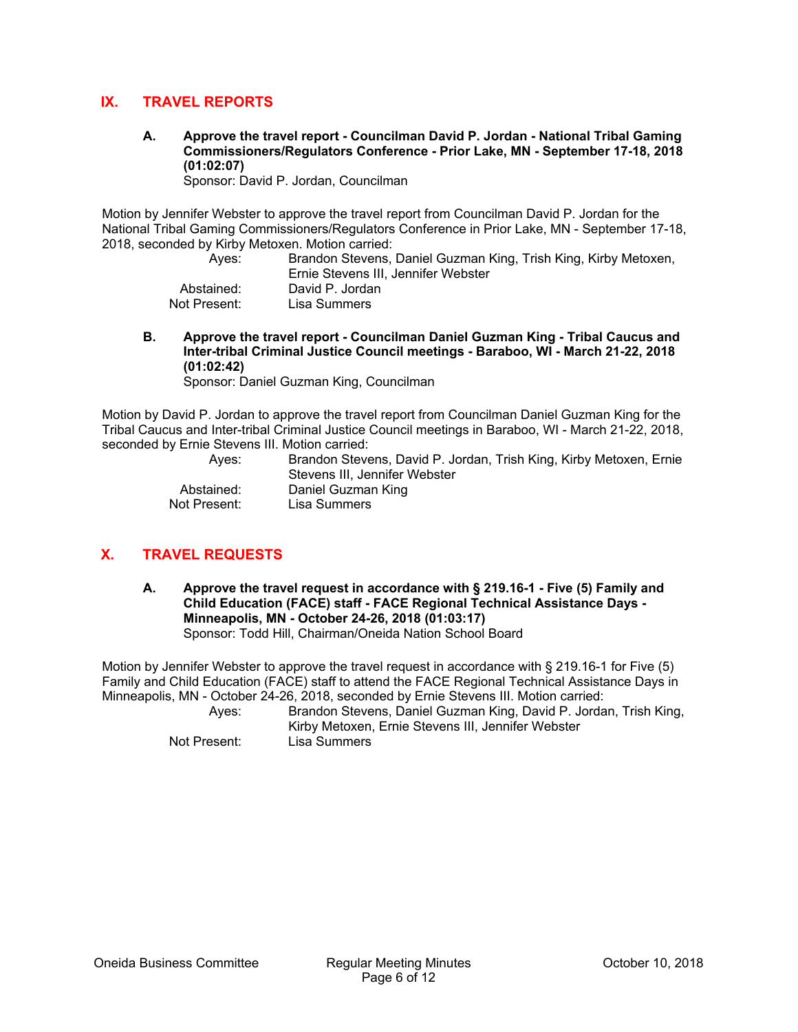## IX. TRAVEL REPORTS

**A. Approve the travel report - Councilman David P. Jordan - National Tribal Gaming Commissioners/Regulators Conference - Prior Lake, MN - September 17-18, 2018 (01:02:07)**
Sponsor: David P. Jordan, Councilman

Motion by Jennifer Webster to approve the travel report from Councilman David P. Jordan for the National Tribal Gaming Commissioners/Regulators Conference in Prior Lake, MN - September 17-18, 2018, seconded by Kirby Metoxen. Motion carried:

| | |
|---|---|
| Ayes: | Brandon Stevens, Daniel Guzman King, Trish King, Kirby Metoxen, Ernie Stevens III, Jennifer Webster |
| Abstained: | David P. Jordan |
| Not Present: | Lisa Summers |

**B. Approve the travel report - Councilman Daniel Guzman King - Tribal Caucus and Inter-tribal Criminal Justice Council meetings - Baraboo, WI - March 21-22, 2018 (01:02:42)**
Sponsor: Daniel Guzman King, Councilman

Motion by David P. Jordan to approve the travel report from Councilman Daniel Guzman King for the Tribal Caucus and Inter-tribal Criminal Justice Council meetings in Baraboo, WI - March 21-22, 2018, seconded by Ernie Stevens III. Motion carried:

| | |
|---|---|
| Ayes: | Brandon Stevens, David P. Jordan, Trish King, Kirby Metoxen, Ernie Stevens III, Jennifer Webster |
| Abstained: | Daniel Guzman King |
| Not Present: | Lisa Summers |

## X. TRAVEL REQUESTS

**A. Approve the travel request in accordance with § 219.16-1 - Five (5) Family and Child Education (FACE) staff - FACE Regional Technical Assistance Days - Minneapolis, MN - October 24-26, 2018 (01:03:17)**
Sponsor: Todd Hill, Chairman/Oneida Nation School Board

Motion by Jennifer Webster to approve the travel request in accordance with § 219.16-1 for Five (5) Family and Child Education (FACE) staff to attend the FACE Regional Technical Assistance Days in Minneapolis, MN - October 24-26, 2018, seconded by Ernie Stevens III. Motion carried:

| | |
|---|---|
| Ayes: | Brandon Stevens, Daniel Guzman King, David P. Jordan, Trish King, Kirby Metoxen, Ernie Stevens III, Jennifer Webster |
| Not Present: | Lisa Summers |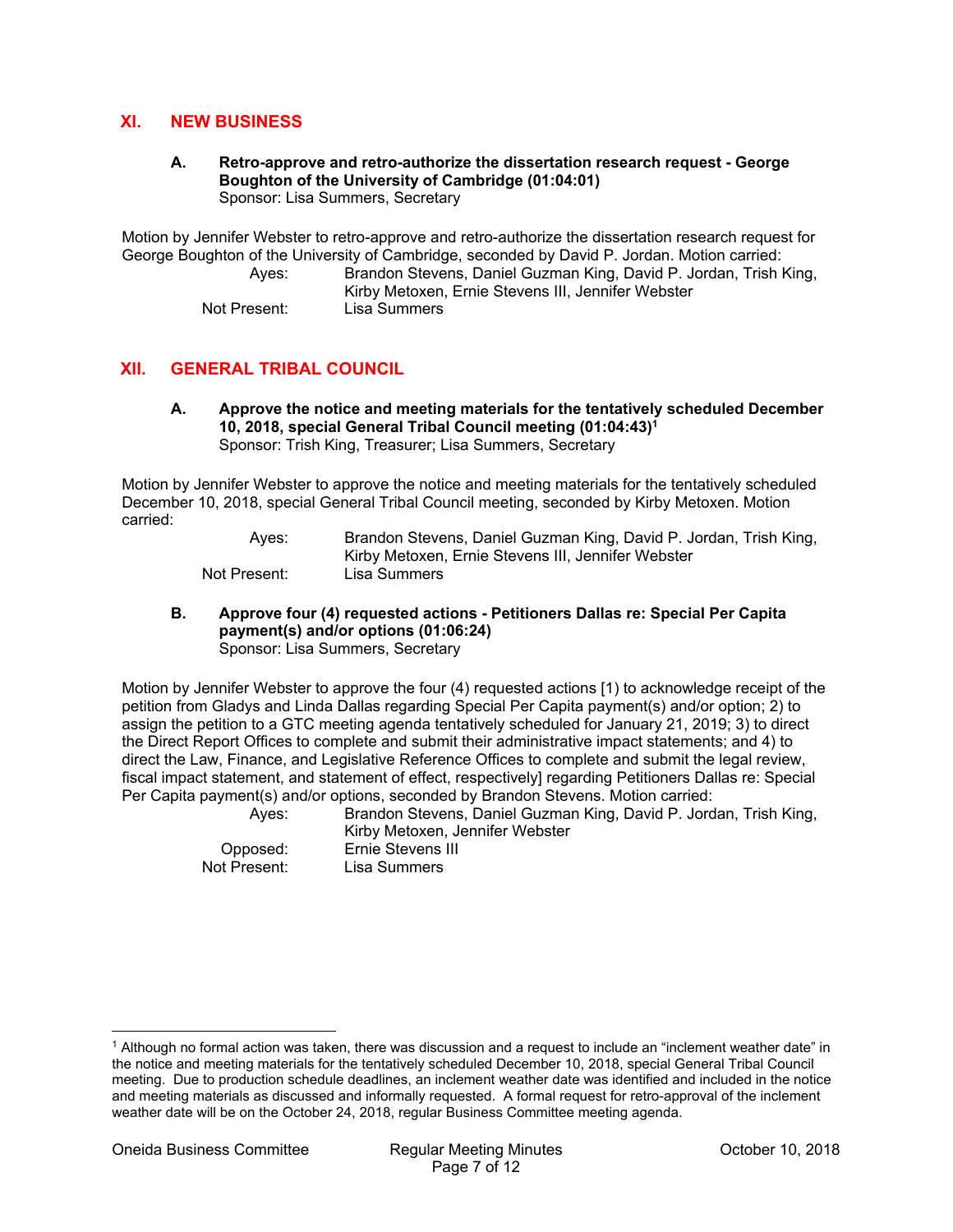## XI. NEW BUSINESS

### A. Retro-approve and retro-authorize the dissertation research request - George Boughton of the University of Cambridge (01:04:01)

Sponsor: Lisa Summers, Secretary

Motion by Jennifer Webster to retro-approve and retro-authorize the dissertation research request for George Boughton of the University of Cambridge, seconded by David P. Jordan. Motion carried:

| | |
|---|---|
| Ayes: | Brandon Stevens, Daniel Guzman King, David P. Jordan, Trish King, Kirby Metoxen, Ernie Stevens III, Jennifer Webster |
| Not Present: | Lisa Summers |

## XII. GENERAL TRIBAL COUNCIL

### A. Approve the notice and meeting materials for the tentatively scheduled December 10, 2018, special General Tribal Council meeting (01:04:43)[1]

Sponsor: Trish King, Treasurer; Lisa Summers, Secretary

Motion by Jennifer Webster to approve the notice and meeting materials for the tentatively scheduled December 10, 2018, special General Tribal Council meeting, seconded by Kirby Metoxen. Motion carried:

| | |
|---|---|
| Ayes: | Brandon Stevens, Daniel Guzman King, David P. Jordan, Trish King, Kirby Metoxen, Ernie Stevens III, Jennifer Webster |
| Not Present: | Lisa Summers |

### B. Approve four (4) requested actions - Petitioners Dallas re: Special Per Capita payment(s) and/or options (01:06:24)

Sponsor: Lisa Summers, Secretary

Motion by Jennifer Webster to approve the four (4) requested actions [1) to acknowledge receipt of the petition from Gladys and Linda Dallas regarding Special Per Capita payment(s) and/or option; 2) to assign the petition to a GTC meeting agenda tentatively scheduled for January 21, 2019; 3) to direct the Direct Report Offices to complete and submit their administrative impact statements; and 4) to direct the Law, Finance, and Legislative Reference Offices to complete and submit the legal review, fiscal impact statement, and statement of effect, respectively] regarding Petitioners Dallas re: Special Per Capita payment(s) and/or options, seconded by Brandon Stevens. Motion carried:

| | |
|---|---|
| Ayes: | Brandon Stevens, Daniel Guzman King, David P. Jordan, Trish King, Kirby Metoxen, Jennifer Webster |
| Opposed: | Ernie Stevens III |
| Not Present: | Lisa Summers |

---

[1] Although no formal action was taken, there was discussion and a request to include an "inclement weather date" in the notice and meeting materials for the tentatively scheduled December 10, 2018, special General Tribal Council meeting. Due to production schedule deadlines, an inclement weather date was identified and included in the notice and meeting materials as discussed and informally requested. A formal request for retro-approval of the inclement weather date will be on the October 24, 2018, regular Business Committee meeting agenda.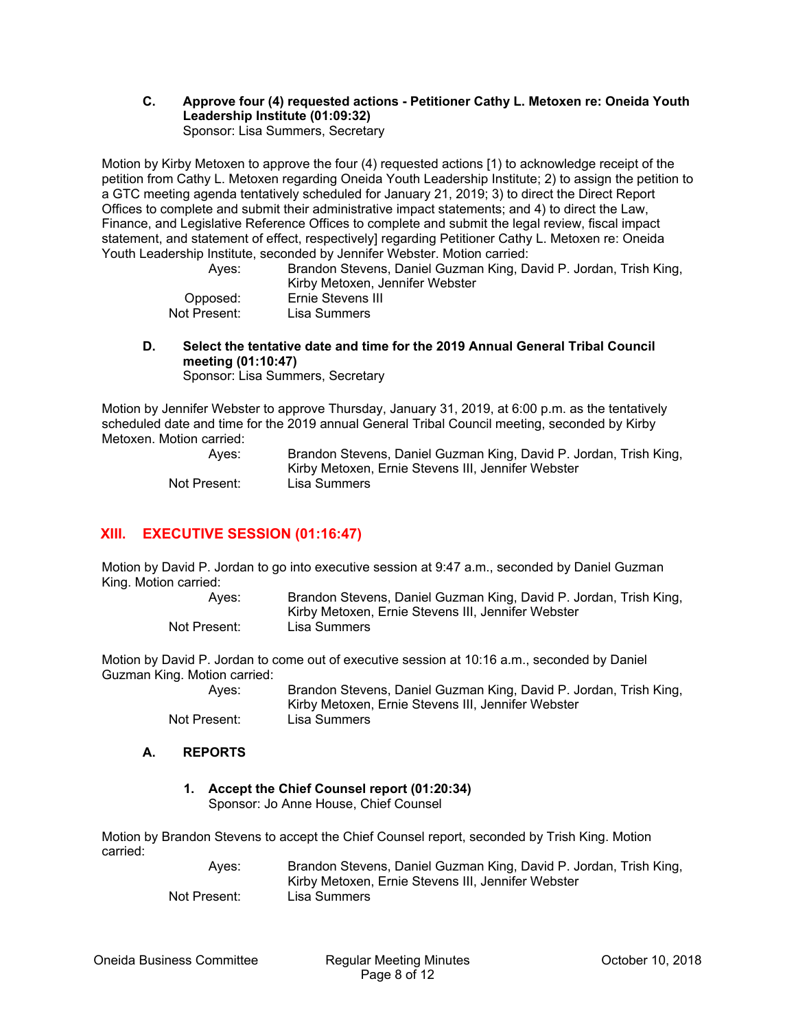**C. Approve four (4) requested actions - Petitioner Cathy L. Metoxen re: Oneida Youth Leadership Institute (01:09:32)**
Sponsor: Lisa Summers, Secretary

Motion by Kirby Metoxen to approve the four (4) requested actions [1) to acknowledge receipt of the petition from Cathy L. Metoxen regarding Oneida Youth Leadership Institute; 2) to assign the petition to a GTC meeting agenda tentatively scheduled for January 21, 2019; 3) to direct the Direct Report Offices to complete and submit their administrative impact statements; and 4) to direct the Law, Finance, and Legislative Reference Offices to complete and submit the legal review, fiscal impact statement, and statement of effect, respectively] regarding Petitioner Cathy L. Metoxen re: Oneida Youth Leadership Institute, seconded by Jennifer Webster. Motion carried:

Ayes: Brandon Stevens, Daniel Guzman King, David P. Jordan, Trish King, Kirby Metoxen, Jennifer Webster
Opposed: Ernie Stevens III
Not Present: Lisa Summers

**D. Select the tentative date and time for the 2019 Annual General Tribal Council meeting (01:10:47)**
Sponsor: Lisa Summers, Secretary

Motion by Jennifer Webster to approve Thursday, January 31, 2019, at 6:00 p.m. as the tentatively scheduled date and time for the 2019 annual General Tribal Council meeting, seconded by Kirby Metoxen. Motion carried:

Ayes: Brandon Stevens, Daniel Guzman King, David P. Jordan, Trish King, Kirby Metoxen, Ernie Stevens III, Jennifer Webster
Not Present: Lisa Summers

## XIII. EXECUTIVE SESSION (01:16:47)

Motion by David P. Jordan to go into executive session at 9:47 a.m., seconded by Daniel Guzman King. Motion carried:

Ayes: Brandon Stevens, Daniel Guzman King, David P. Jordan, Trish King, Kirby Metoxen, Ernie Stevens III, Jennifer Webster
Not Present: Lisa Summers

Motion by David P. Jordan to come out of executive session at 10:16 a.m., seconded by Daniel Guzman King. Motion carried:

Ayes: Brandon Stevens, Daniel Guzman King, David P. Jordan, Trish King, Kirby Metoxen, Ernie Stevens III, Jennifer Webster
Not Present: Lisa Summers

**A. REPORTS**

**1. Accept the Chief Counsel report (01:20:34)**
Sponsor: Jo Anne House, Chief Counsel

Motion by Brandon Stevens to accept the Chief Counsel report, seconded by Trish King. Motion carried:

Ayes: Brandon Stevens, Daniel Guzman King, David P. Jordan, Trish King, Kirby Metoxen, Ernie Stevens III, Jennifer Webster
Not Present: Lisa Summers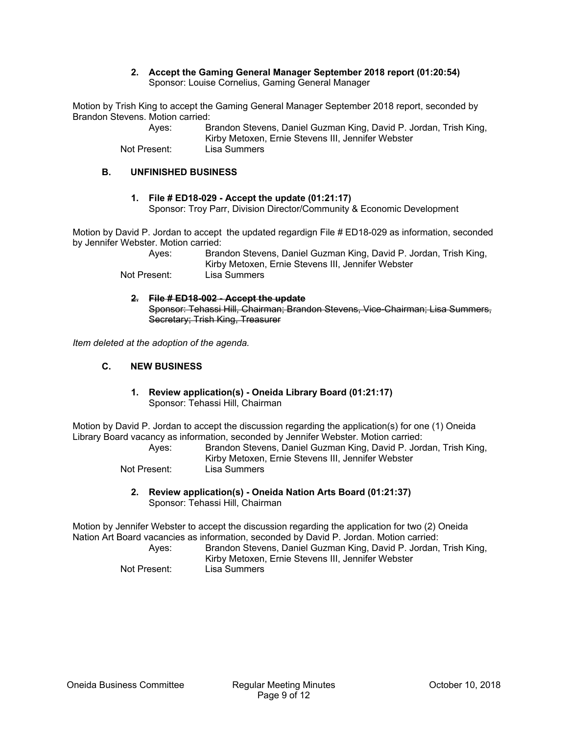**2. Accept the Gaming General Manager September 2018 report (01:20:54)**
Sponsor: Louise Cornelius, Gaming General Manager

Motion by Trish King to accept the Gaming General Manager September 2018 report, seconded by Brandon Stevens. Motion carried:

Ayes: Brandon Stevens, Daniel Guzman King, David P. Jordan, Trish King, Kirby Metoxen, Ernie Stevens III, Jennifer Webster
Not Present: Lisa Summers

### B. UNFINISHED BUSINESS

**1. File # ED18-029 - Accept the update (01:21:17)**
Sponsor: Troy Parr, Division Director/Community & Economic Development

Motion by David P. Jordan to accept the updated regardign File # ED18-029 as information, seconded by Jennifer Webster. Motion carried:

Ayes: Brandon Stevens, Daniel Guzman King, David P. Jordan, Trish King, Kirby Metoxen, Ernie Stevens III, Jennifer Webster
Not Present: Lisa Summers

~~**2. File # ED18-002 - Accept the update**~~
~~Sponsor: Tehassi Hill, Chairman; Brandon Stevens, Vice-Chairman; Lisa Summers, Secretary; Trish King, Treasurer~~

*Item deleted at the adoption of the agenda.*

### C. NEW BUSINESS

**1. Review application(s) - Oneida Library Board (01:21:17)**
Sponsor: Tehassi Hill, Chairman

Motion by David P. Jordan to accept the discussion regarding the application(s) for one (1) Oneida Library Board vacancy as information, seconded by Jennifer Webster. Motion carried:

Ayes: Brandon Stevens, Daniel Guzman King, David P. Jordan, Trish King, Kirby Metoxen, Ernie Stevens III, Jennifer Webster
Not Present: Lisa Summers

**2. Review application(s) - Oneida Nation Arts Board (01:21:37)**
Sponsor: Tehassi Hill, Chairman

Motion by Jennifer Webster to accept the discussion regarding the application for two (2) Oneida Nation Art Board vacancies as information, seconded by David P. Jordan. Motion carried:

Ayes: Brandon Stevens, Daniel Guzman King, David P. Jordan, Trish King, Kirby Metoxen, Ernie Stevens III, Jennifer Webster
Not Present: Lisa Summers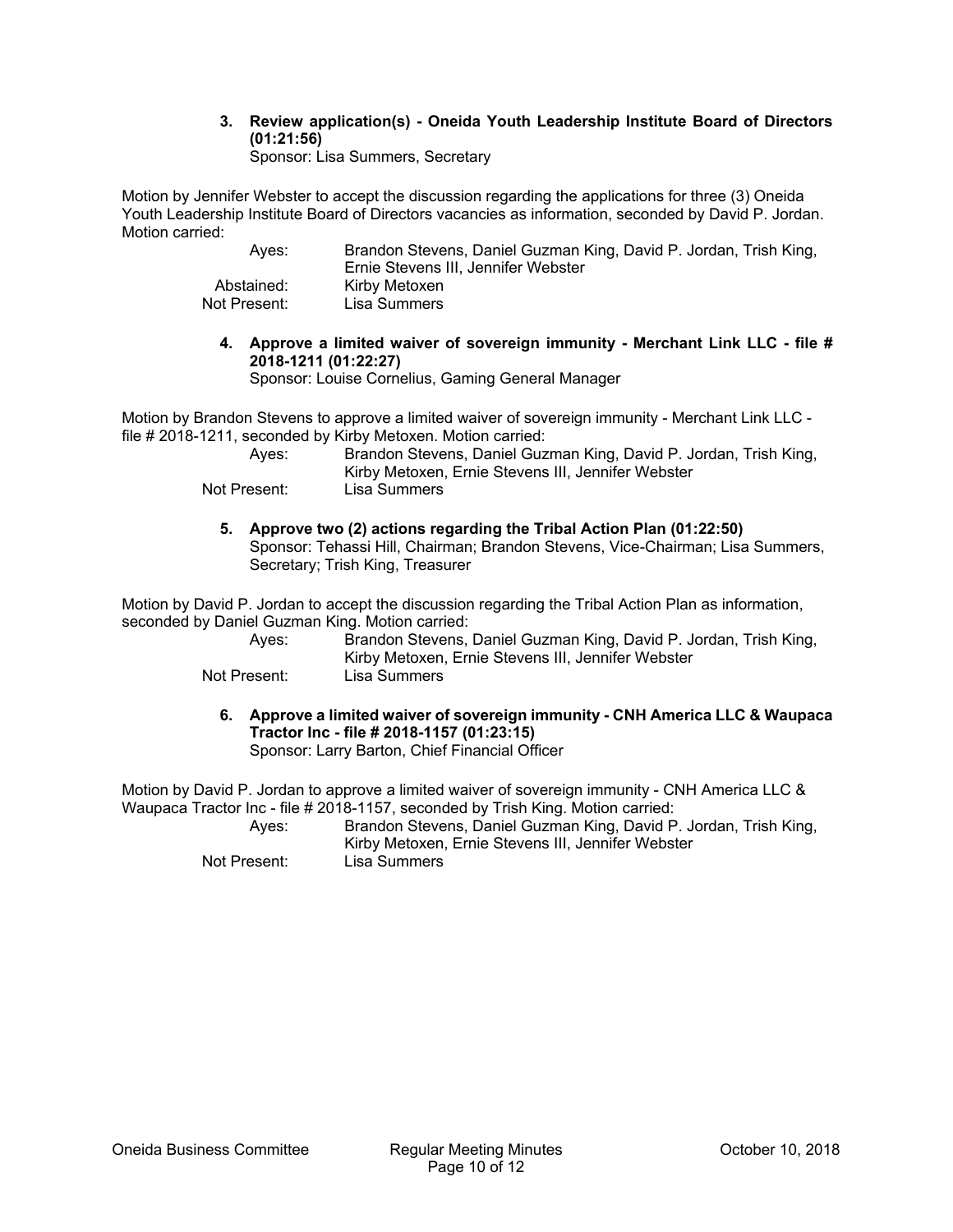3. **Review application(s) - Oneida Youth Leadership Institute Board of Directors (01:21:56)**
   Sponsor: Lisa Summers, Secretary

Motion by Jennifer Webster to accept the discussion regarding the applications for three (3) Oneida Youth Leadership Institute Board of Directors vacancies as information, seconded by David P. Jordan. Motion carried:

| | |
|---|---|
| Ayes: | Brandon Stevens, Daniel Guzman King, David P. Jordan, Trish King, Ernie Stevens III, Jennifer Webster |
| Abstained: | Kirby Metoxen |
| Not Present: | Lisa Summers |

4. **Approve a limited waiver of sovereign immunity - Merchant Link LLC - file # 2018-1211 (01:22:27)**
   Sponsor: Louise Cornelius, Gaming General Manager

Motion by Brandon Stevens to approve a limited waiver of sovereign immunity - Merchant Link LLC - file # 2018-1211, seconded by Kirby Metoxen. Motion carried:

| | |
|---|---|
| Ayes: | Brandon Stevens, Daniel Guzman King, David P. Jordan, Trish King, Kirby Metoxen, Ernie Stevens III, Jennifer Webster |
| Not Present: | Lisa Summers |

5. **Approve two (2) actions regarding the Tribal Action Plan (01:22:50)**
   Sponsor: Tehassi Hill, Chairman; Brandon Stevens, Vice-Chairman; Lisa Summers, Secretary; Trish King, Treasurer

Motion by David P. Jordan to accept the discussion regarding the Tribal Action Plan as information, seconded by Daniel Guzman King. Motion carried:

| | |
|---|---|
| Ayes: | Brandon Stevens, Daniel Guzman King, David P. Jordan, Trish King, Kirby Metoxen, Ernie Stevens III, Jennifer Webster |
| Not Present: | Lisa Summers |

6. **Approve a limited waiver of sovereign immunity - CNH America LLC & Waupaca Tractor Inc - file # 2018-1157 (01:23:15)**
   Sponsor: Larry Barton, Chief Financial Officer

Motion by David P. Jordan to approve a limited waiver of sovereign immunity - CNH America LLC & Waupaca Tractor Inc - file # 2018-1157, seconded by Trish King. Motion carried:

| | |
|---|---|
| Ayes: | Brandon Stevens, Daniel Guzman King, David P. Jordan, Trish King, Kirby Metoxen, Ernie Stevens III, Jennifer Webster |
| Not Present: | Lisa Summers |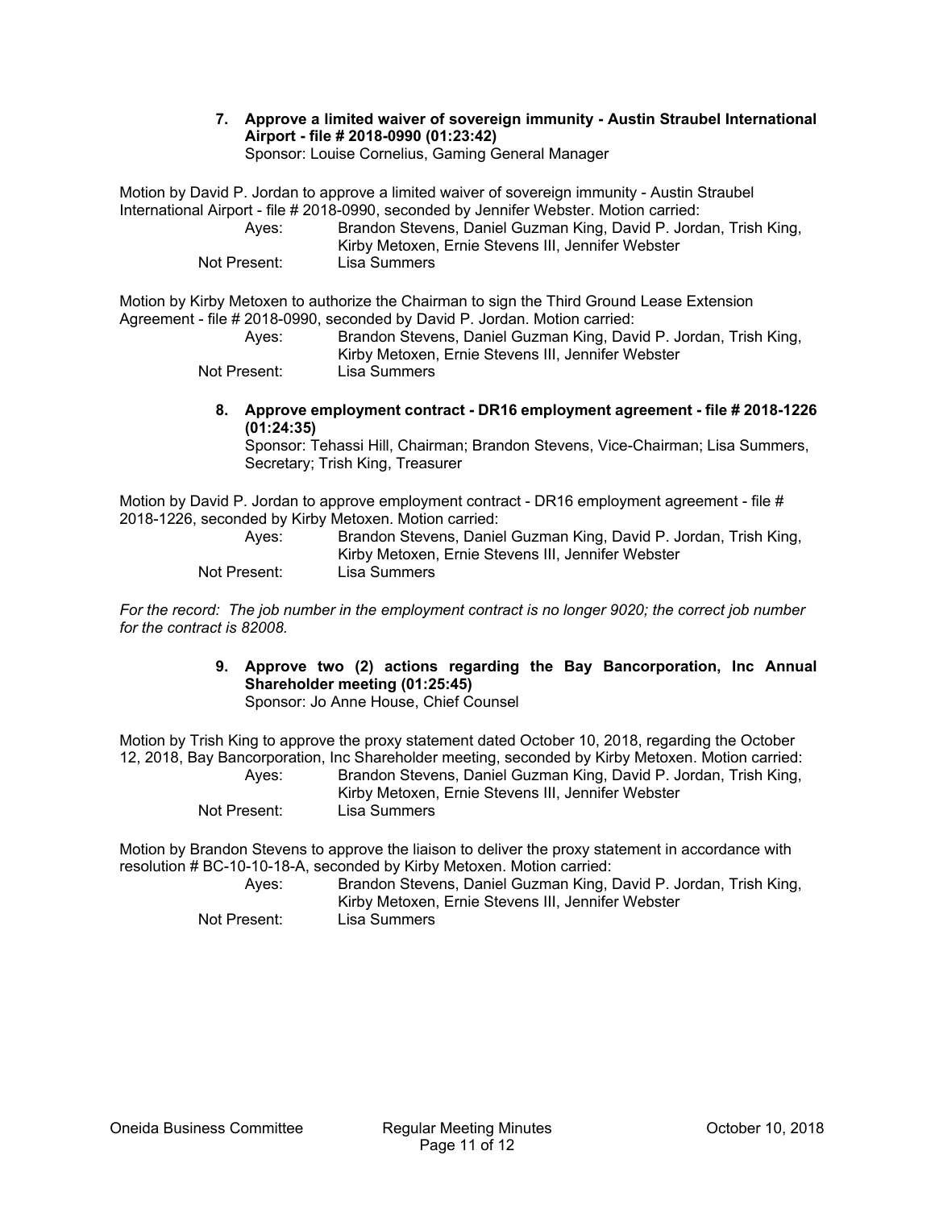**7. Approve a limited waiver of sovereign immunity - Austin Straubel International Airport - file # 2018-0990 (01:23:42)**
Sponsor: Louise Cornelius, Gaming General Manager

Motion by David P. Jordan to approve a limited waiver of sovereign immunity - Austin Straubel International Airport - file # 2018-0990, seconded by Jennifer Webster. Motion carried:

Ayes: Brandon Stevens, Daniel Guzman King, David P. Jordan, Trish King, Kirby Metoxen, Ernie Stevens III, Jennifer Webster
Not Present: Lisa Summers

Motion by Kirby Metoxen to authorize the Chairman to sign the Third Ground Lease Extension Agreement - file # 2018-0990, seconded by David P. Jordan. Motion carried:

Ayes: Brandon Stevens, Daniel Guzman King, David P. Jordan, Trish King, Kirby Metoxen, Ernie Stevens III, Jennifer Webster
Not Present: Lisa Summers

**8. Approve employment contract - DR16 employment agreement - file # 2018-1226 (01:24:35)**
Sponsor: Tehassi Hill, Chairman; Brandon Stevens, Vice-Chairman; Lisa Summers, Secretary; Trish King, Treasurer

Motion by David P. Jordan to approve employment contract - DR16 employment agreement - file # 2018-1226, seconded by Kirby Metoxen. Motion carried:

Ayes: Brandon Stevens, Daniel Guzman King, David P. Jordan, Trish King, Kirby Metoxen, Ernie Stevens III, Jennifer Webster
Not Present: Lisa Summers

*For the record: The job number in the employment contract is no longer 9020; the correct job number for the contract is 82008.*

**9. Approve two (2) actions regarding the Bay Bancorporation, Inc Annual Shareholder meeting (01:25:45)**
Sponsor: Jo Anne House, Chief Counsel

Motion by Trish King to approve the proxy statement dated October 10, 2018, regarding the October 12, 2018, Bay Bancorporation, Inc Shareholder meeting, seconded by Kirby Metoxen. Motion carried:

Ayes: Brandon Stevens, Daniel Guzman King, David P. Jordan, Trish King, Kirby Metoxen, Ernie Stevens III, Jennifer Webster
Not Present: Lisa Summers

Motion by Brandon Stevens to approve the liaison to deliver the proxy statement in accordance with resolution # BC-10-10-18-A, seconded by Kirby Metoxen. Motion carried:

Ayes: Brandon Stevens, Daniel Guzman King, David P. Jordan, Trish King, Kirby Metoxen, Ernie Stevens III, Jennifer Webster
Not Present: Lisa Summers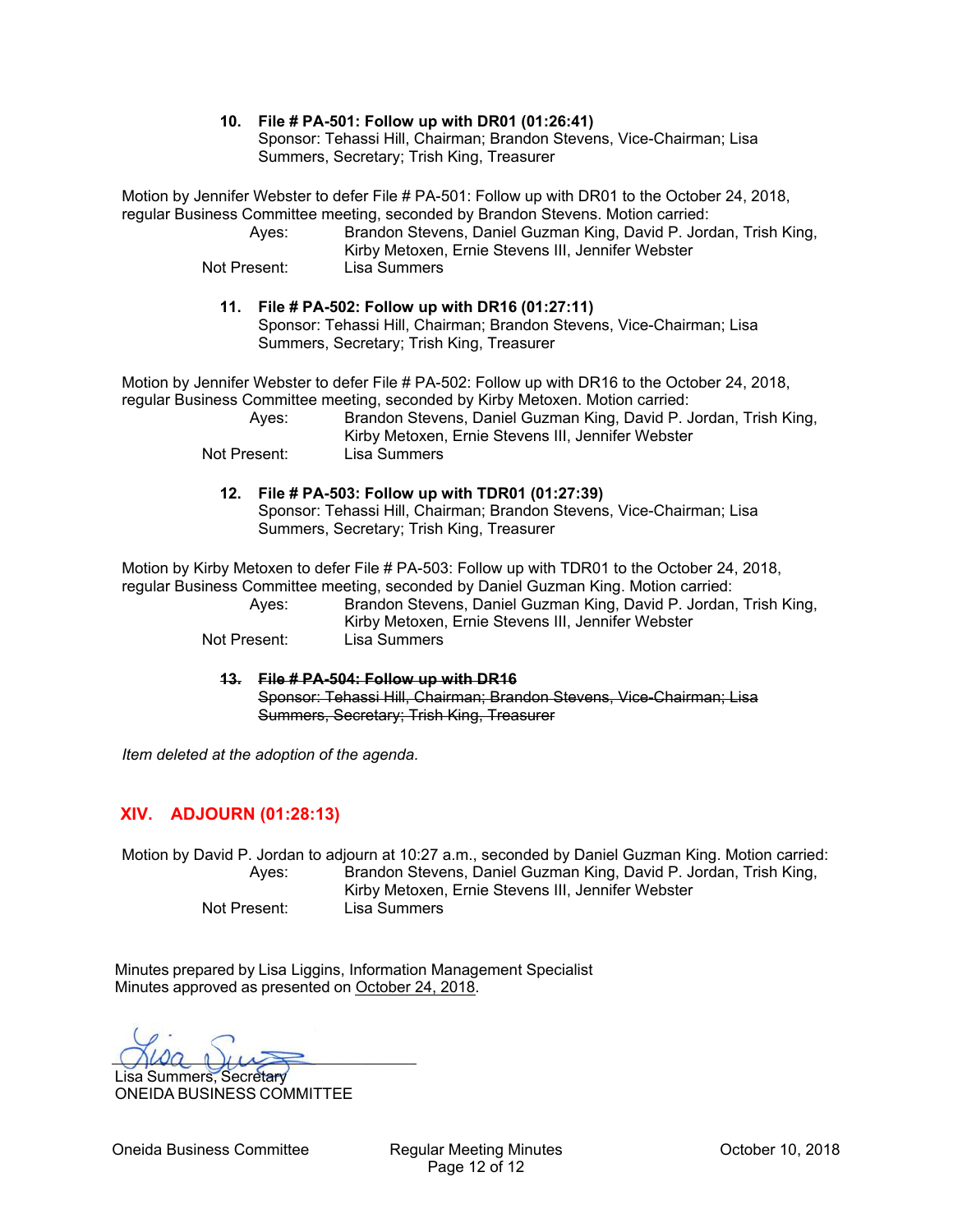**10. File # PA-501: Follow up with DR01 (01:26:41)**
Sponsor: Tehassi Hill, Chairman; Brandon Stevens, Vice-Chairman; Lisa Summers, Secretary; Trish King, Treasurer

Motion by Jennifer Webster to defer File # PA-501: Follow up with DR01 to the October 24, 2018, regular Business Committee meeting, seconded by Brandon Stevens. Motion carried:

Ayes: Brandon Stevens, Daniel Guzman King, David P. Jordan, Trish King, Kirby Metoxen, Ernie Stevens III, Jennifer Webster
Not Present: Lisa Summers

**11. File # PA-502: Follow up with DR16 (01:27:11)**
Sponsor: Tehassi Hill, Chairman; Brandon Stevens, Vice-Chairman; Lisa Summers, Secretary; Trish King, Treasurer

Motion by Jennifer Webster to defer File # PA-502: Follow up with DR16 to the October 24, 2018, regular Business Committee meeting, seconded by Kirby Metoxen. Motion carried:

Ayes: Brandon Stevens, Daniel Guzman King, David P. Jordan, Trish King, Kirby Metoxen, Ernie Stevens III, Jennifer Webster
Not Present: Lisa Summers

**12. File # PA-503: Follow up with TDR01 (01:27:39)**
Sponsor: Tehassi Hill, Chairman; Brandon Stevens, Vice-Chairman; Lisa Summers, Secretary; Trish King, Treasurer

Motion by Kirby Metoxen to defer File # PA-503: Follow up with TDR01 to the October 24, 2018, regular Business Committee meeting, seconded by Daniel Guzman King. Motion carried:

Ayes: Brandon Stevens, Daniel Guzman King, David P. Jordan, Trish King, Kirby Metoxen, Ernie Stevens III, Jennifer Webster
Not Present: Lisa Summers

~~**13. File # PA-504: Follow up with DR16**~~
~~Sponsor: Tehassi Hill, Chairman; Brandon Stevens, Vice-Chairman; Lisa Summers, Secretary; Trish King, Treasurer~~

*Item deleted at the adoption of the agenda.*

## XIV. ADJOURN (01:28:13)

Motion by David P. Jordan to adjourn at 10:27 a.m., seconded by Daniel Guzman King. Motion carried:

Ayes: Brandon Stevens, Daniel Guzman King, David P. Jordan, Trish King, Kirby Metoxen, Ernie Stevens III, Jennifer Webster
Not Present: Lisa Summers

Minutes prepared by Lisa Liggins, Information Management Specialist
Minutes approved as presented on October 24, 2018.

Lisa Summers, Secretary
ONEIDA BUSINESS COMMITTEE